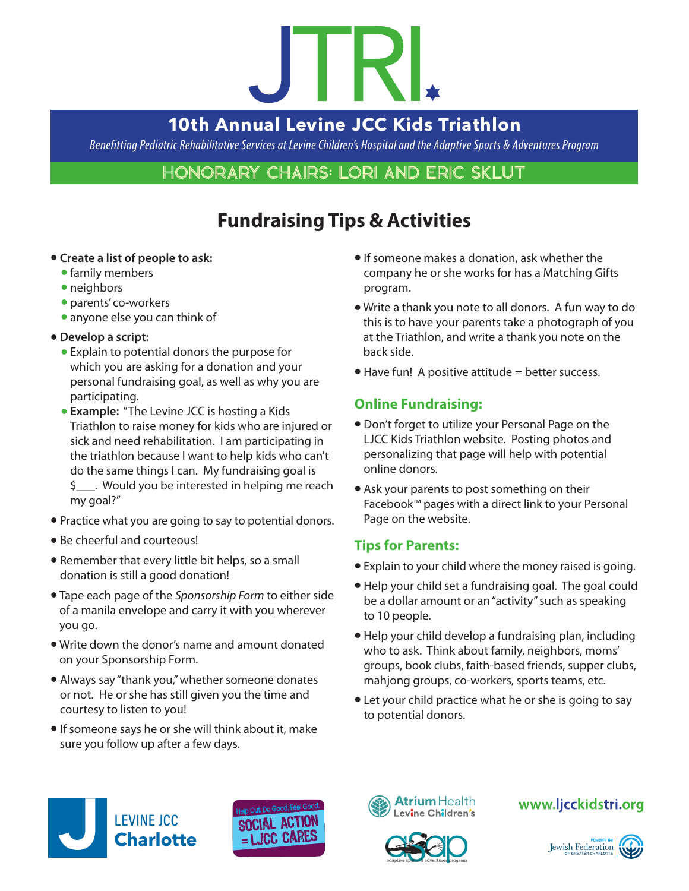# JTRI

## 10th Annual Levine JCC Kids Triathlon

*Benefitting Pediatric Rehabilitative Services at Levine Children's Hospital and the Adaptive Sports & Adventures Program*

HONORARY CHAIRS: LORI AND ERIC SKLUT

## Fundraising Tips & Activities

- **Create a list of people to ask:**
  - family members
  - neighbors
  - parents' co-workers
  - anyone else you can think of
- **Develop a script:**
  - Explain to potential donors the purpose for which you are asking for a donation and your personal fundraising goal, as well as why you are participating.
  - **Example:** "The Levine JCC is hosting a Kids Triathlon to raise money for kids who are injured or sick and need rehabilitation. I am participating in the triathlon because I want to help kids who can't do the same things I can. My fundraising goal is $\_\_\_. Would you be interested in helping me reach my goal?"
- Practice what you are going to say to potential donors.
- Be cheerful and courteous!
- Remember that every little bit helps, so a small donation is still a good donation!
- Tape each page of the *Sponsorship Form* to either side of a manila envelope and carry it with you wherever you go.
- Write down the donor's name and amount donated on your Sponsorship Form.
- Always say "thank you," whether someone donates or not. He or she has still given you the time and courtesy to listen to you!
- If someone says he or she will think about it, make sure you follow up after a few days.
- If someone makes a donation, ask whether the company he or she works for has a Matching Gifts program.
- Write a thank you note to all donors. A fun way to do this is to have your parents take a photograph of you at the Triathlon, and write a thank you note on the back side.
- Have fun! A positive attitude = better success.

### Online Fundraising:

- Don't forget to utilize your Personal Page on the LJCC Kids Triathlon website. Posting photos and personalizing that page will help with potential online donors.
- Ask your parents to post something on their Facebook™ pages with a direct link to your Personal Page on the website.

### Tips for Parents:

- Explain to your child where the money raised is going.
- Help your child set a fundraising goal. The goal could be a dollar amount or an "activity" such as speaking to 10 people.
- Help your child develop a fundraising plan, including who to ask. Think about family, neighbors, moms' groups, book clubs, faith-based friends, supper clubs, mahjong groups, co-workers, sports teams, etc.
- Let your child practice what he or she is going to say to potential donors.

LEVINE JCC Charlotte | Help Out. Do Good. Feel Good. SOCIAL ACTION = LJCC CARES | Atrium Health Levine Children's | asap adaptive sports & adventures program | www.ljcckidstri.org | Powered by Jewish Federation of Greater Charlotte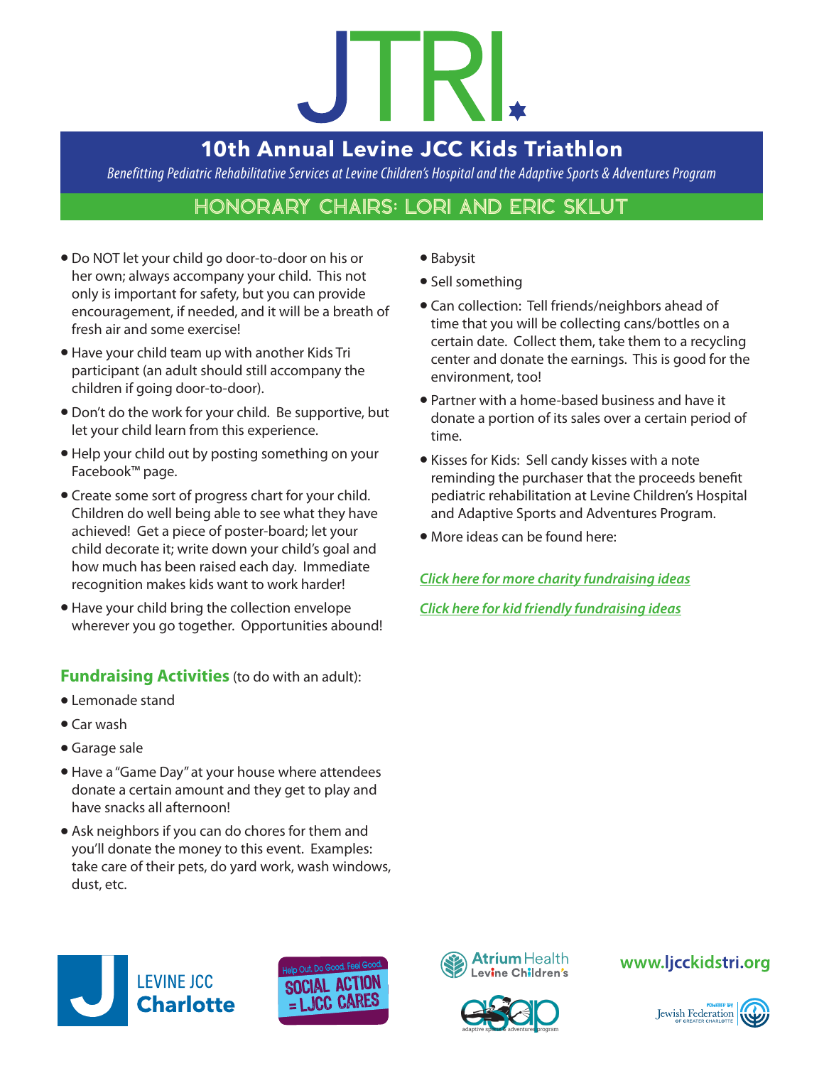# JTRI

## 10th Annual Levine JCC Kids Triathlon

*Benefitting Pediatric Rehabilitative Services at Levine Children's Hospital and the Adaptive Sports & Adventures Program*

## HONORARY CHAIRS: LORI AND ERIC SKLUT

- Do NOT let your child go door-to-door on his or her own; always accompany your child. This not only is important for safety, but you can provide encouragement, if needed, and it will be a breath of fresh air and some exercise!
- Have your child team up with another Kids Tri participant (an adult should still accompany the children if going door-to-door).
- Don't do the work for your child. Be supportive, but let your child learn from this experience.
- Help your child out by posting something on your Facebook™ page.
- Create some sort of progress chart for your child. Children do well being able to see what they have achieved! Get a piece of poster-board; let your child decorate it; write down your child's goal and how much has been raised each day. Immediate recognition makes kids want to work harder!
- Have your child bring the collection envelope wherever you go together. Opportunities abound!

**Fundraising Activities** (to do with an adult):

- Lemonade stand
- Car wash
- Garage sale
- Have a "Game Day" at your house where attendees donate a certain amount and they get to play and have snacks all afternoon!
- Ask neighbors if you can do chores for them and you'll donate the money to this event. Examples: take care of their pets, do yard work, wash windows, dust, etc.
- Babysit
- Sell something
- Can collection: Tell friends/neighbors ahead of time that you will be collecting cans/bottles on a certain date. Collect them, take them to a recycling center and donate the earnings. This is good for the environment, too!
- Partner with a home-based business and have it donate a portion of its sales over a certain period of time.
- Kisses for Kids: Sell candy kisses with a note reminding the purchaser that the proceeds benefit pediatric rehabilitation at Levine Children's Hospital and Adaptive Sports and Adventures Program.
- More ideas can be found here:

*Click here for more charity fundraising ideas*

*Click here for kid friendly fundraising ideas*

LEVINE JCC Charlotte

Help Out. Do Good. Feel Good. SOCIAL ACTION = LJCC CARES

Atrium Health Levine Children's

asap adaptive sports & adventures program

www.ljcckidstri.org

POWERED BY Jewish Federation OF GREATER CHARLOTTE